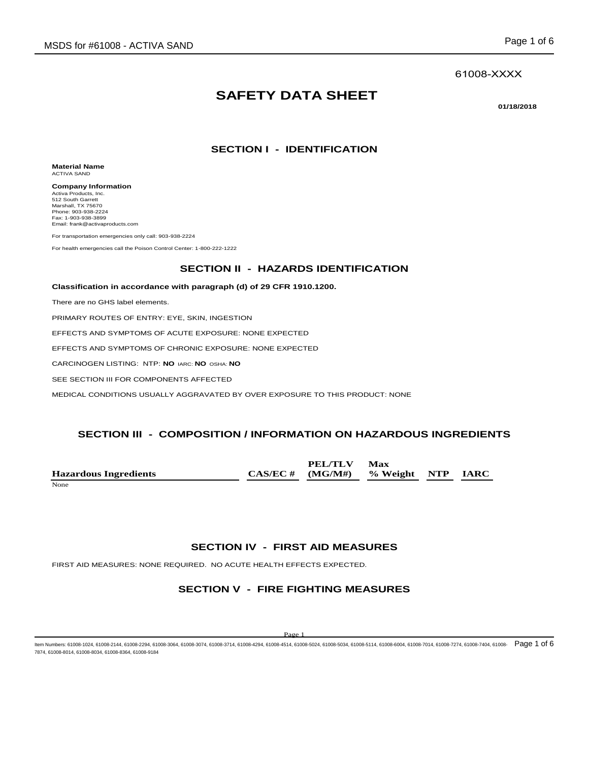61008-XXXX

# SAFETY DATA SHEET

**01/18/2018**

## SECTION I - IDENTIFICATION

**Material Name**
ACTIVA SAND

**Company Information**
Activa Products, Inc.
512 South Garrett
Marshall, TX 75670
Phone: 903-938-2224
Fax: 1-903-938-3899
Email: frank@activaproducts.com

For transportation emergencies only call: 903-938-2224

For health emergencies call the Poison Control Center: 1-800-222-1222

## SECTION II - HAZARDS IDENTIFICATION

**Classification in accordance with paragraph (d) of 29 CFR 1910.1200.**

There are no GHS label elements.

PRIMARY ROUTES OF ENTRY: EYE, SKIN, INGESTION

EFFECTS AND SYMPTOMS OF ACUTE EXPOSURE: NONE EXPECTED

EFFECTS AND SYMPTOMS OF CHRONIC EXPOSURE: NONE EXPECTED

CARCINOGEN LISTING: NTP: **NO** IARC: **NO** OSHA: **NO**

SEE SECTION III FOR COMPONENTS AFFECTED

MEDICAL CONDITIONS USUALLY AGGRAVATED BY OVER EXPOSURE TO THIS PRODUCT: NONE

## SECTION III - COMPOSITION / INFORMATION ON HAZARDOUS INGREDIENTS

| Hazardous Ingredients | CAS/EC # | PEL/TLV (MG/M#) | Max % Weight | NTP | IARC |
|---|---|---|---|---|---|
| None | | | | | |

## SECTION IV - FIRST AID MEASURES

FIRST AID MEASURES: NONE REQUIRED. NO ACUTE HEALTH EFFECTS EXPECTED.

## SECTION V - FIRE FIGHTING MEASURES

Item Numbers: 61008-1024, 61008-2144, 61008-2294, 61008-3064, 61008-3074, 61008-3714, 61008-4294, 61008-4514, 61008-5024, 61008-5034, 61008-5114, 61008-6004, 61008-7014, 61008-7274, 61008-7404, 61008-7874, 61008-8014, 61008-8034, 61008-8364, 61008-9184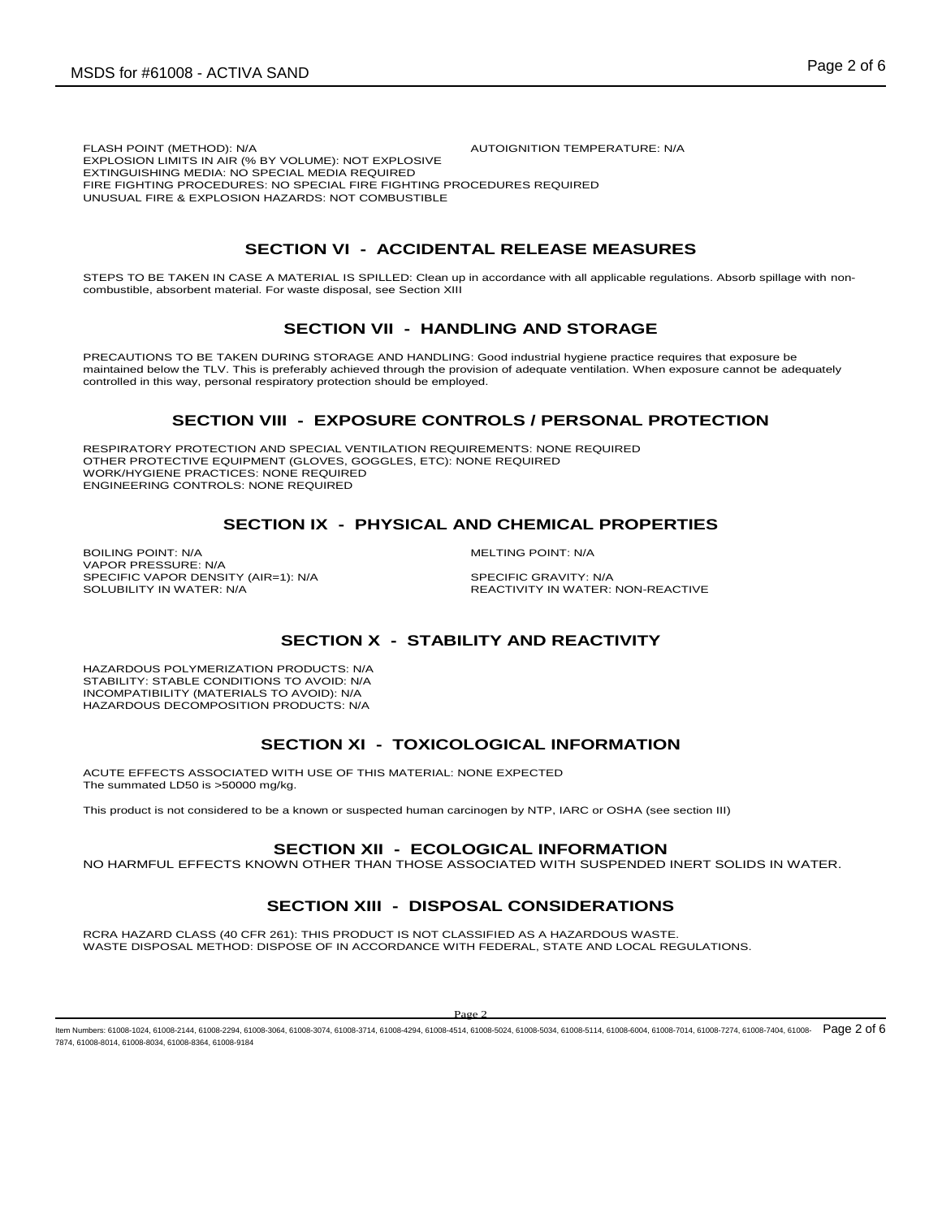FLASH POINT (METHOD): N/A

AUTOIGNITION TEMPERATURE: N/A

EXPLOSION LIMITS IN AIR (% BY VOLUME): NOT EXPLOSIVE

EXTINGUISHING MEDIA: NO SPECIAL MEDIA REQUIRED

FIRE FIGHTING PROCEDURES: NO SPECIAL FIRE FIGHTING PROCEDURES REQUIRED

UNUSUAL FIRE & EXPLOSION HAZARDS: NOT COMBUSTIBLE

## SECTION VI - ACCIDENTAL RELEASE MEASURES

STEPS TO BE TAKEN IN CASE A MATERIAL IS SPILLED: Clean up in accordance with all applicable regulations. Absorb spillage with non-combustible, absorbent material. For waste disposal, see Section XIII

## SECTION VII - HANDLING AND STORAGE

PRECAUTIONS TO BE TAKEN DURING STORAGE AND HANDLING: Good industrial hygiene practice requires that exposure be maintained below the TLV. This is preferably achieved through the provision of adequate ventilation. When exposure cannot be adequately controlled in this way, personal respiratory protection should be employed.

## SECTION VIII - EXPOSURE CONTROLS / PERSONAL PROTECTION

RESPIRATORY PROTECTION AND SPECIAL VENTILATION REQUIREMENTS: NONE REQUIRED

OTHER PROTECTIVE EQUIPMENT (GLOVES, GOGGLES, ETC): NONE REQUIRED

WORK/HYGIENE PRACTICES: NONE REQUIRED

ENGINEERING CONTROLS: NONE REQUIRED

## SECTION IX - PHYSICAL AND CHEMICAL PROPERTIES

BOILING POINT: N/A

MELTING POINT: N/A

VAPOR PRESSURE: N/A

SPECIFIC VAPOR DENSITY (AIR=1): N/A

SPECIFIC GRAVITY: N/A

SOLUBILITY IN WATER: N/A

REACTIVITY IN WATER: NON-REACTIVE

## SECTION X - STABILITY AND REACTIVITY

HAZARDOUS POLYMERIZATION PRODUCTS: N/A

STABILITY: STABLE CONDITIONS TO AVOID: N/A

INCOMPATIBILITY (MATERIALS TO AVOID): N/A

HAZARDOUS DECOMPOSITION PRODUCTS: N/A

## SECTION XI - TOXICOLOGICAL INFORMATION

ACUTE EFFECTS ASSOCIATED WITH USE OF THIS MATERIAL: NONE EXPECTED

The summated LD50 is >50000 mg/kg.

This product is not considered to be a known or suspected human carcinogen by NTP, IARC or OSHA (see section III)

## SECTION XII - ECOLOGICAL INFORMATION

NO HARMFUL EFFECTS KNOWN OTHER THAN THOSE ASSOCIATED WITH SUSPENDED INERT SOLIDS IN WATER.

## SECTION XIII - DISPOSAL CONSIDERATIONS

RCRA HAZARD CLASS (40 CFR 261): THIS PRODUCT IS NOT CLASSIFIED AS A HAZARDOUS WASTE.

WASTE DISPOSAL METHOD: DISPOSE OF IN ACCORDANCE WITH FEDERAL, STATE AND LOCAL REGULATIONS.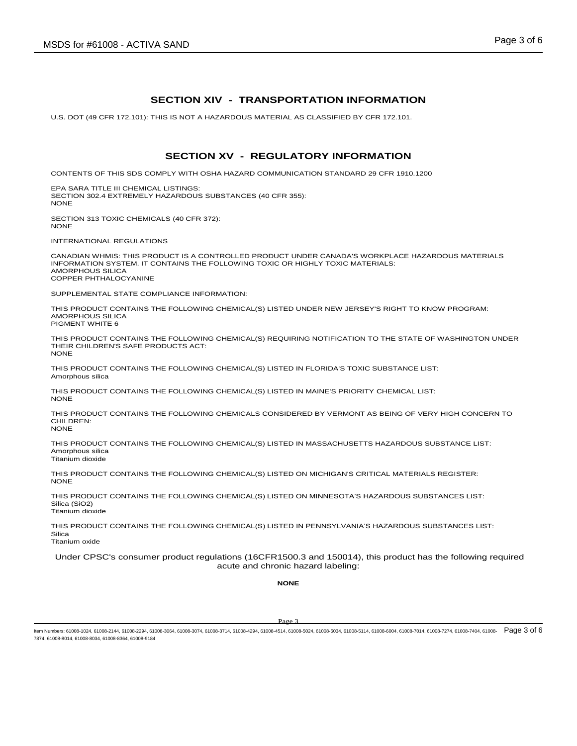## SECTION XIV - TRANSPORTATION INFORMATION

U.S. DOT (49 CFR 172.101): THIS IS NOT A HAZARDOUS MATERIAL AS CLASSIFIED BY CFR 172.101.

## SECTION XV - REGULATORY INFORMATION

CONTENTS OF THIS SDS COMPLY WITH OSHA HAZARD COMMUNICATION STANDARD 29 CFR 1910.1200

EPA SARA TITLE III CHEMICAL LISTINGS:
SECTION 302.4 EXTREMELY HAZARDOUS SUBSTANCES (40 CFR 355):
NONE

SECTION 313 TOXIC CHEMICALS (40 CFR 372):
NONE

INTERNATIONAL REGULATIONS

CANADIAN WHMIS: THIS PRODUCT IS A CONTROLLED PRODUCT UNDER CANADA'S WORKPLACE HAZARDOUS MATERIALS INFORMATION SYSTEM. IT CONTAINS THE FOLLOWING TOXIC OR HIGHLY TOXIC MATERIALS:
AMORPHOUS SILICA
COPPER PHTHALOCYANINE

SUPPLEMENTAL STATE COMPLIANCE INFORMATION:

THIS PRODUCT CONTAINS THE FOLLOWING CHEMICAL(S) LISTED UNDER NEW JERSEY'S RIGHT TO KNOW PROGRAM:
AMORPHOUS SILICA
PIGMENT WHITE 6

THIS PRODUCT CONTAINS THE FOLLOWING CHEMICAL(S) REQUIRING NOTIFICATION TO THE STATE OF WASHINGTON UNDER THEIR CHILDREN'S SAFE PRODUCTS ACT:
NONE

THIS PRODUCT CONTAINS THE FOLLOWING CHEMICAL(S) LISTED IN FLORIDA'S TOXIC SUBSTANCE LIST:
Amorphous silica

THIS PRODUCT CONTAINS THE FOLLOWING CHEMICAL(S) LISTED IN MAINE'S PRIORITY CHEMICAL LIST:
NONE

THIS PRODUCT CONTAINS THE FOLLOWING CHEMICALS CONSIDERED BY VERMONT AS BEING OF VERY HIGH CONCERN TO CHILDREN:
NONE

THIS PRODUCT CONTAINS THE FOLLOWING CHEMICAL(S) LISTED IN MASSACHUSETTS HAZARDOUS SUBSTANCE LIST:
Amorphous silica
Titanium dioxide

THIS PRODUCT CONTAINS THE FOLLOWING CHEMICAL(S) LISTED ON MICHIGAN'S CRITICAL MATERIALS REGISTER:
NONE

THIS PRODUCT CONTAINS THE FOLLOWING CHEMICAL(S) LISTED ON MINNESOTA'S HAZARDOUS SUBSTANCES LIST:
Silica ($SiO_2$)
Titanium dioxide

THIS PRODUCT CONTAINS THE FOLLOWING CHEMICAL(S) LISTED IN PENNSYLVANIA'S HAZARDOUS SUBSTANCES LIST:
Silica
Titanium oxide

Under CPSC's consumer product regulations (16CFR1500.3 and 150014), this product has the following required acute and chronic hazard labeling:

**NONE**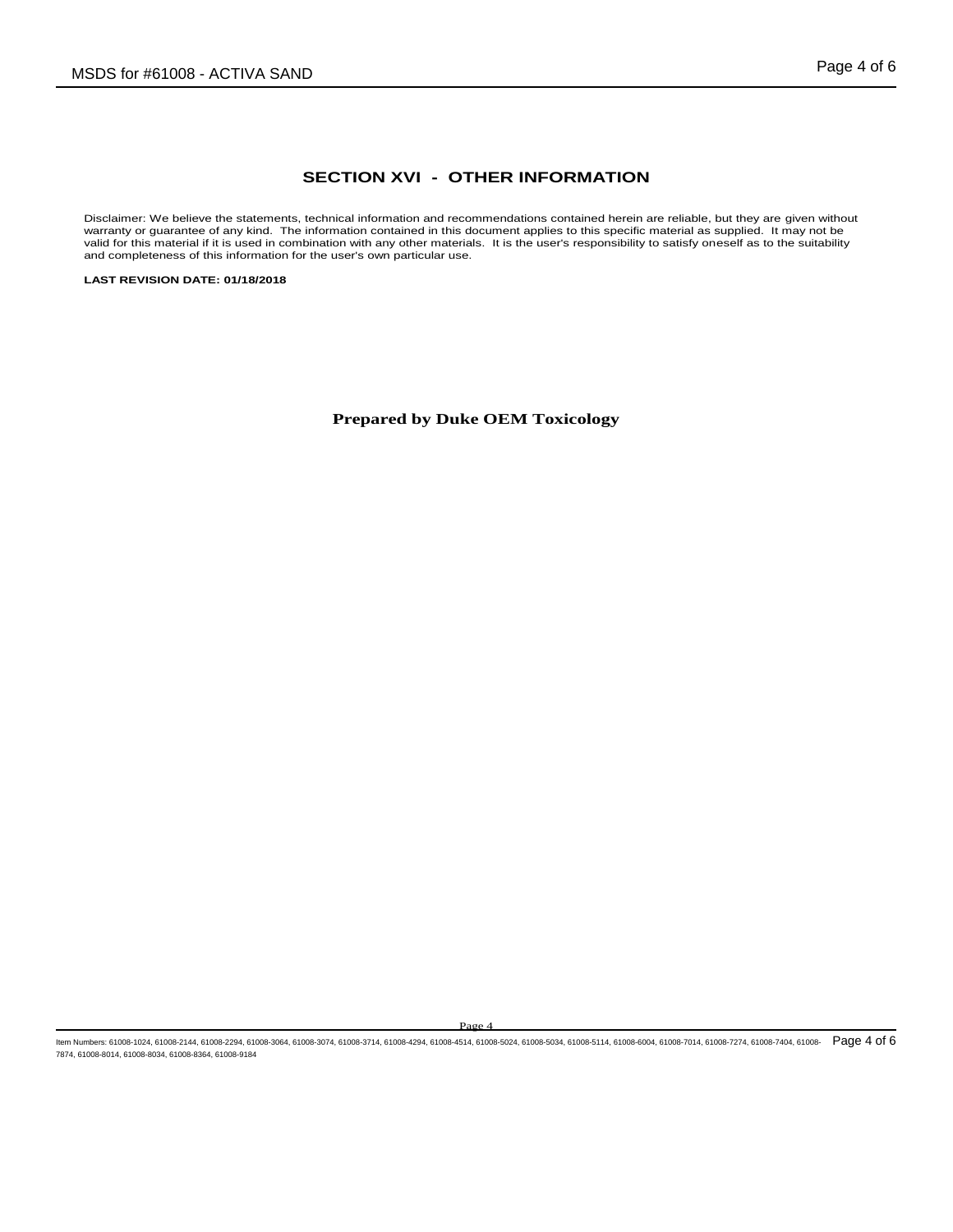## SECTION XVI - OTHER INFORMATION

Disclaimer: We believe the statements, technical information and recommendations contained herein are reliable, but they are given without warranty or guarantee of any kind. The information contained in this document applies to this specific material as supplied. It may not be valid for this material if it is used in combination with any other materials. It is the user's responsibility to satisfy oneself as to the suitability and completeness of this information for the user's own particular use.

**LAST REVISION DATE: 01/18/2018**

**Prepared by Duke OEM Toxicology**

Item Numbers: 61008-1024, 61008-2144, 61008-2294, 61008-3064, 61008-3074, 61008-3714, 61008-4294, 61008-4514, 61008-5024, 61008-5034, 61008-5114, 61008-6004, 61008-7014, 61008-7274, 61008-7404, 61008-7874, 61008-8014, 61008-8034, 61008-8364, 61008-9184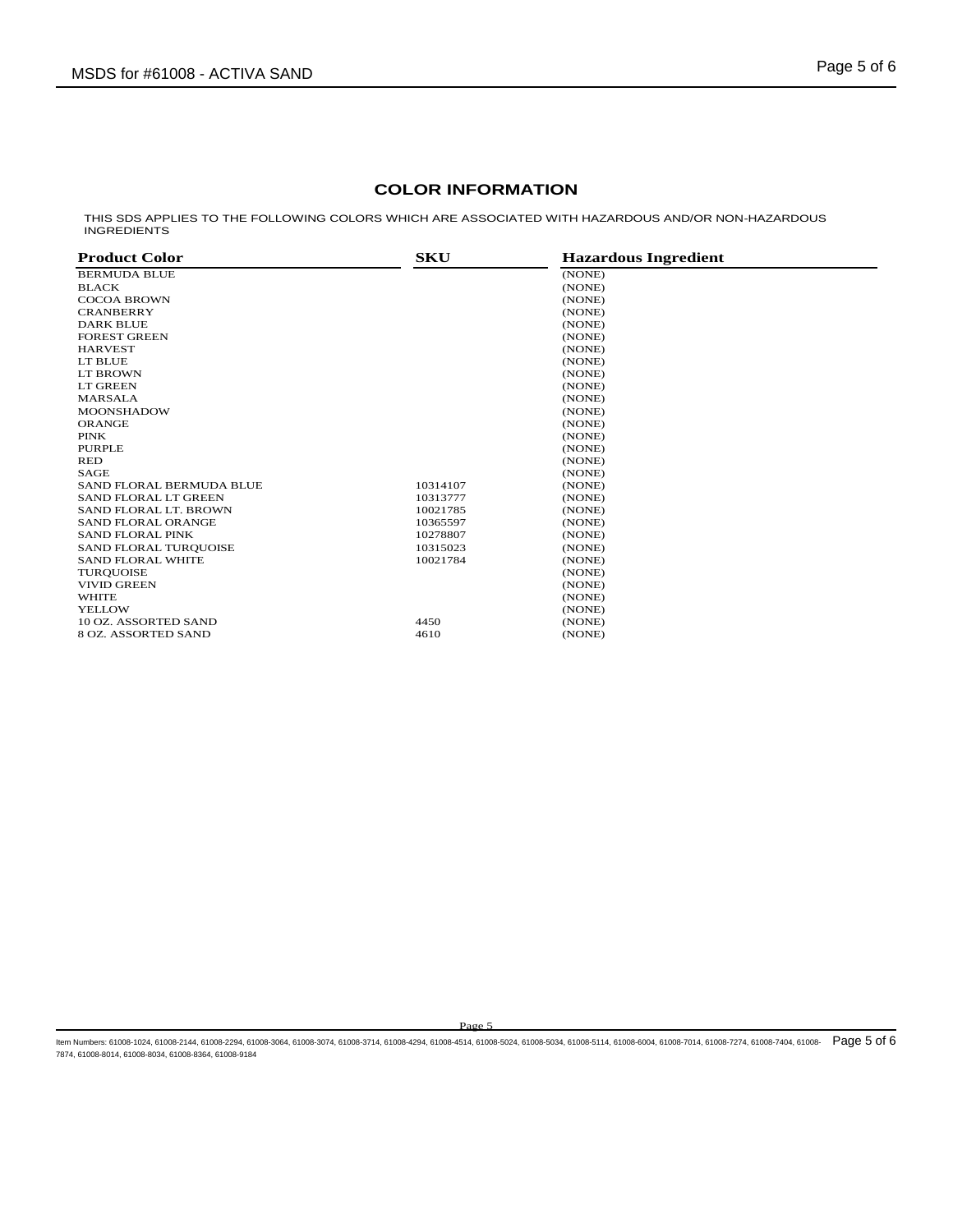## COLOR INFORMATION

THIS SDS APPLIES TO THE FOLLOWING COLORS WHICH ARE ASSOCIATED WITH HAZARDOUS AND/OR NON-HAZARDOUS INGREDIENTS

| Product Color | SKU | Hazardous Ingredient |
|---|---|---|
| BERMUDA BLUE | | (NONE) |
| BLACK | | (NONE) |
| COCOA BROWN | | (NONE) |
| CRANBERRY | | (NONE) |
| DARK BLUE | | (NONE) |
| FOREST GREEN | | (NONE) |
| HARVEST | | (NONE) |
| LT BLUE | | (NONE) |
| LT BROWN | | (NONE) |
| LT GREEN | | (NONE) |
| MARSALA | | (NONE) |
| MOONSHADOW | | (NONE) |
| ORANGE | | (NONE) |
| PINK | | (NONE) |
| PURPLE | | (NONE) |
| RED | | (NONE) |
| SAGE | | (NONE) |
| SAND FLORAL BERMUDA BLUE | 10314107 | (NONE) |
| SAND FLORAL LT GREEN | 10313777 | (NONE) |
| SAND FLORAL LT. BROWN | 10021785 | (NONE) |
| SAND FLORAL ORANGE | 10365597 | (NONE) |
| SAND FLORAL PINK | 10278807 | (NONE) |
| SAND FLORAL TURQUOISE | 10315023 | (NONE) |
| SAND FLORAL WHITE | 10021784 | (NONE) |
| TURQUOISE | | (NONE) |
| VIVID GREEN | | (NONE) |
| WHITE | | (NONE) |
| YELLOW | | (NONE) |
| 10 OZ. ASSORTED SAND | 4450 | (NONE) |
| 8 OZ. ASSORTED SAND | 4610 | (NONE) |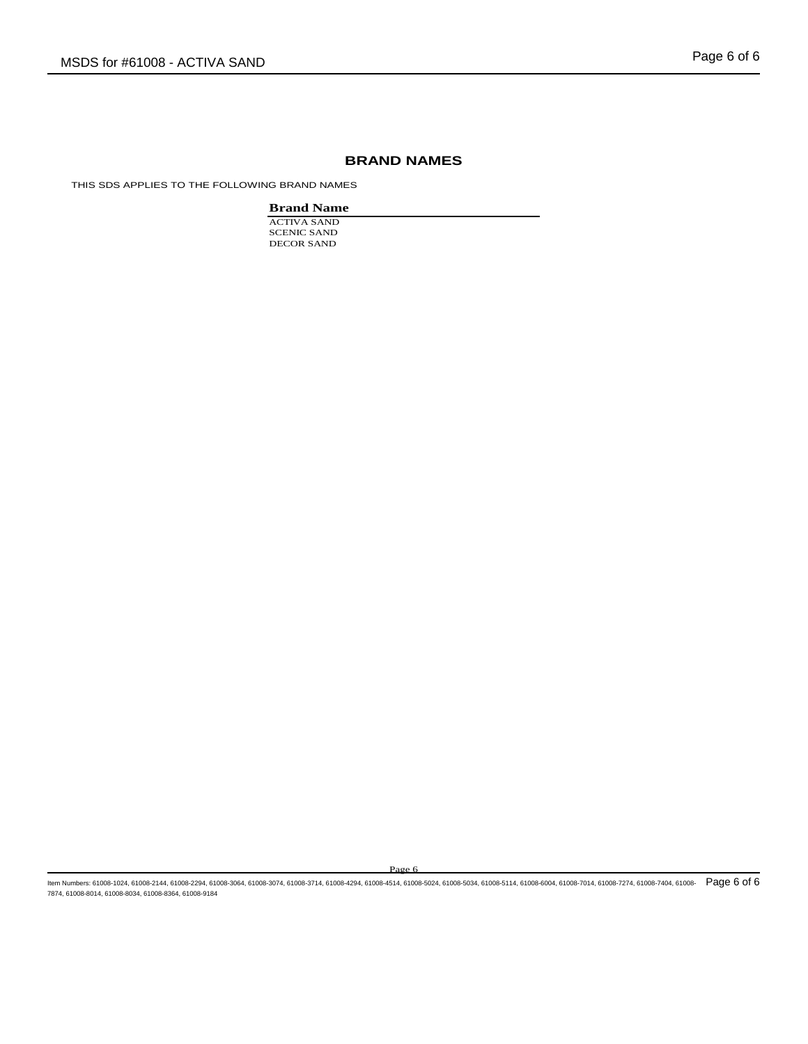## BRAND NAMES

THIS SDS APPLIES TO THE FOLLOWING BRAND NAMES

| Brand Name |
| --- |
| ACTIVA SAND |
| SCENIC SAND |
| DECOR SAND |

Item Numbers: 61008-1024, 61008-2144, 61008-2294, 61008-3064, 61008-3074, 61008-3714, 61008-4294, 61008-4514, 61008-5024, 61008-5034, 61008-5114, 61008-6004, 61008-7014, 61008-7274, 61008-7404, 61008-7874, 61008-8014, 61008-8034, 61008-8364, 61008-9184